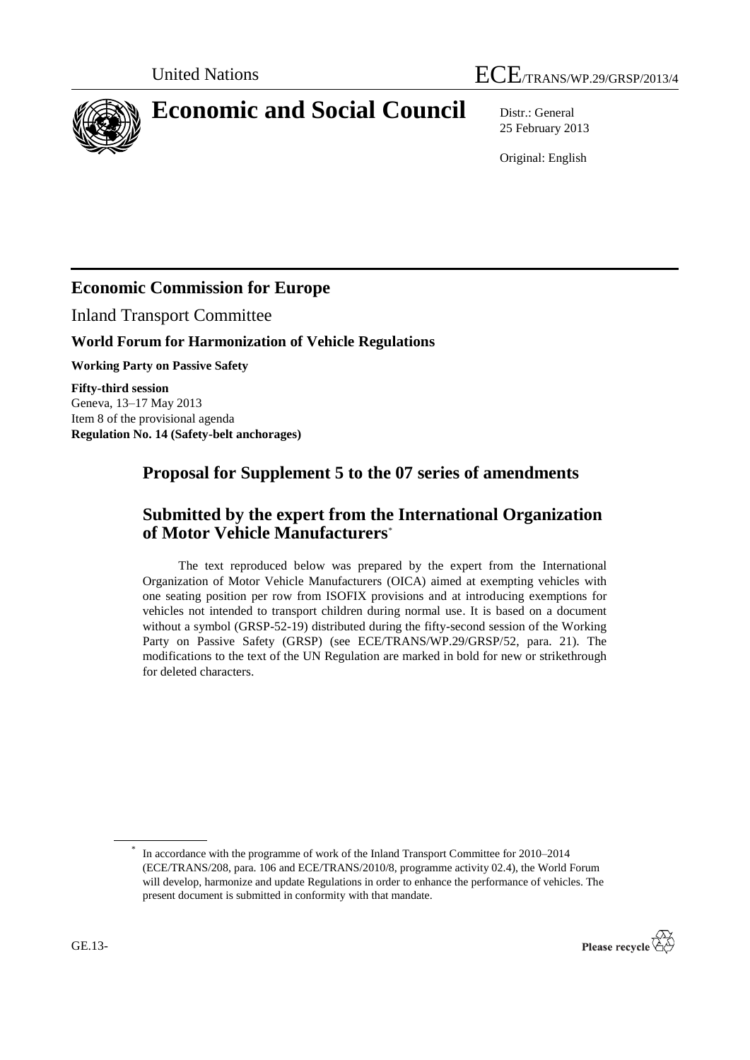United Nations ECE/TRANS/WP.29/GRSP/2013/4

# Economic and Social Council

Distr.: General
25 February 2013

Original: English

## Economic Commission for Europe

Inland Transport Committee

### World Forum for Harmonization of Vehicle Regulations

**Working Party on Passive Safety**

**Fifty-third session**
Geneva, 13–17 May 2013
Item 8 of the provisional agenda
**Regulation No. 14 (Safety-belt anchorages)**

## Proposal for Supplement 5 to the 07 series of amendments

## Submitted by the expert from the International Organization of Motor Vehicle Manufacturers*

The text reproduced below was prepared by the expert from the International Organization of Motor Vehicle Manufacturers (OICA) aimed at exempting vehicles with one seating position per row from ISOFIX provisions and at introducing exemptions for vehicles not intended to transport children during normal use. It is based on a document without a symbol (GRSP-52-19) distributed during the fifty-second session of the Working Party on Passive Safety (GRSP) (see ECE/TRANS/WP.29/GRSP/52, para. 21). The modifications to the text of the UN Regulation are marked in bold for new or strikethrough for deleted characters.

* In accordance with the programme of work of the Inland Transport Committee for 2010–2014 (ECE/TRANS/208, para. 106 and ECE/TRANS/2010/8, programme activity 02.4), the World Forum will develop, harmonize and update Regulations in order to enhance the performance of vehicles. The present document is submitted in conformity with that mandate.

GE.13-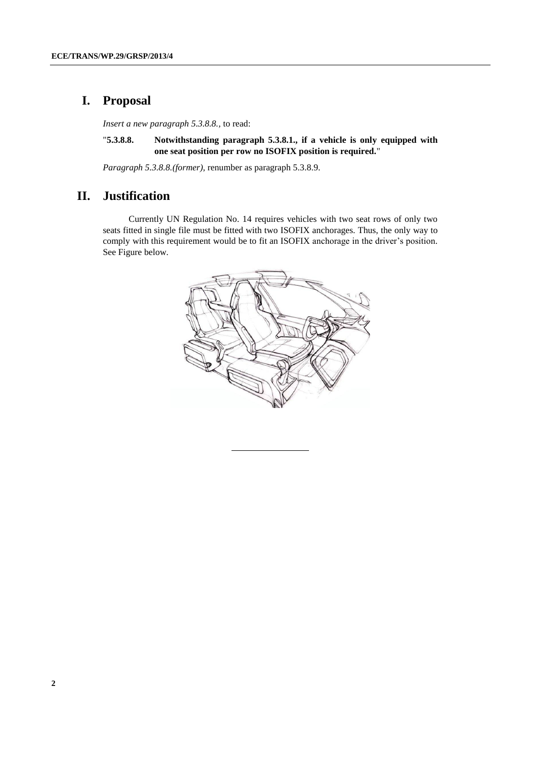# I. Proposal

*Insert a new paragraph 5.3.8.8.,* to read:

"**5.3.8.8. Notwithstanding paragraph 5.3.8.1., if a vehicle is only equipped with one seat position per row no ISOFIX position is required.**"

*Paragraph 5.3.8.8.(former),* renumber as paragraph 5.3.8.9.

# II. Justification

Currently UN Regulation No. 14 requires vehicles with two seat rows of only two seats fitted in single file must be fitted with two ISOFIX anchorages. Thus, the only way to comply with this requirement would be to fit an ISOFIX anchorage in the driver's position. See Figure below.